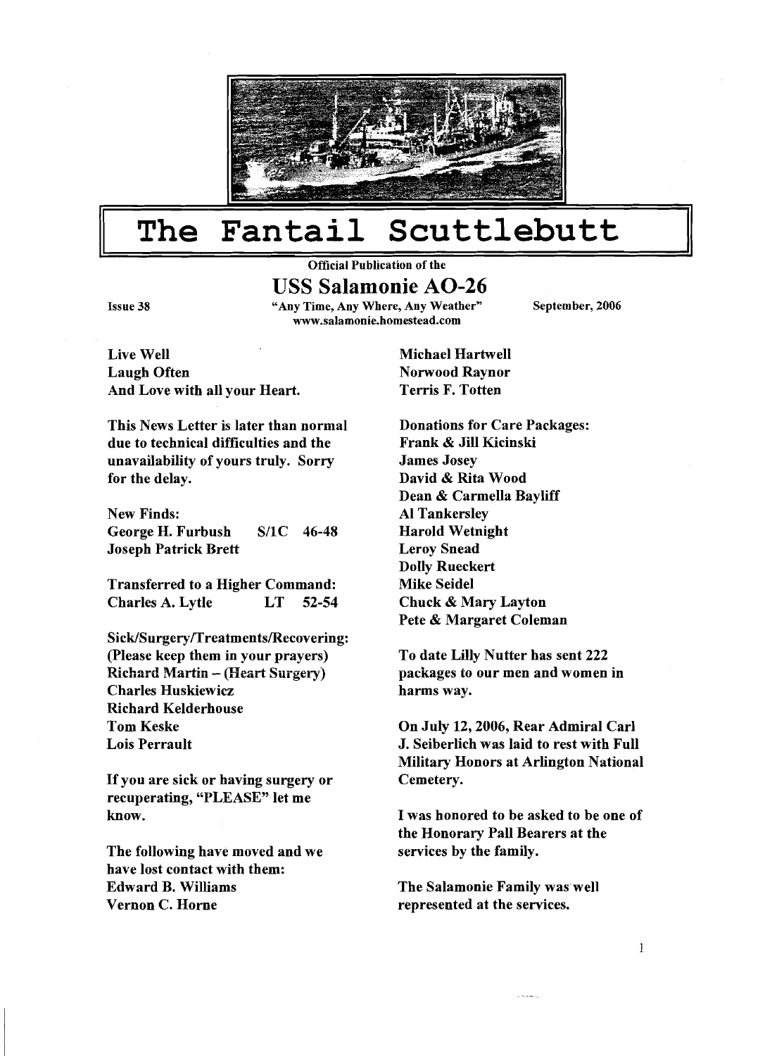# The Fantail Scuttlebutt

**Official Publication of the**

## USS Salamonie AO-26

**Issue 38** | **"Any Time, Any Where, Any Weather"** | **September, 2006**

**www.salamonie.homestead.com**

**Live Well**
**Laugh Often**
**And Love with all your Heart.**

**This News Letter is later than normal due to technical difficulties and the unavailability of yours truly. Sorry for the delay.**

**New Finds:**
**George H. Furbush S/1C 46-48**
**Joseph Patrick Brett**

**Transferred to a Higher Command:**
**Charles A. Lytle LT 52-54**

**Sick/Surgery/Treatments/Recovering:**
**(Please keep them in your prayers)**
**Richard Martin – (Heart Surgery)**
**Charles Huskiewicz**
**Richard Kelderhouse**
**Tom Keske**
**Lois Perrault**

**If you are sick or having surgery or recuperating, "PLEASE" let me know.**

**The following have moved and we have lost contact with them:**
**Edward B. Williams**
**Vernon C. Horne**
**Michael Hartwell**
**Norwood Raynor**
**Terris F. Totten**

**Donations for Care Packages:**
**Frank & Jill Kicinski**
**James Josey**
**David & Rita Wood**
**Dean & Carmella Bayliff**
**Al Tankersley**
**Harold Wetnight**
**Leroy Snead**
**Dolly Rueckert**
**Mike Seidel**
**Chuck & Mary Layton**
**Pete & Margaret Coleman**

**To date Lilly Nutter has sent 222 packages to our men and women in harms way.**

**On July 12, 2006, Rear Admiral Carl J. Seiberlich was laid to rest with Full Military Honors at Arlington National Cemetery.**

**I was honored to be asked to be one of the Honorary Pall Bearers at the services by the family.**

**The Salamonie Family was well represented at the services.**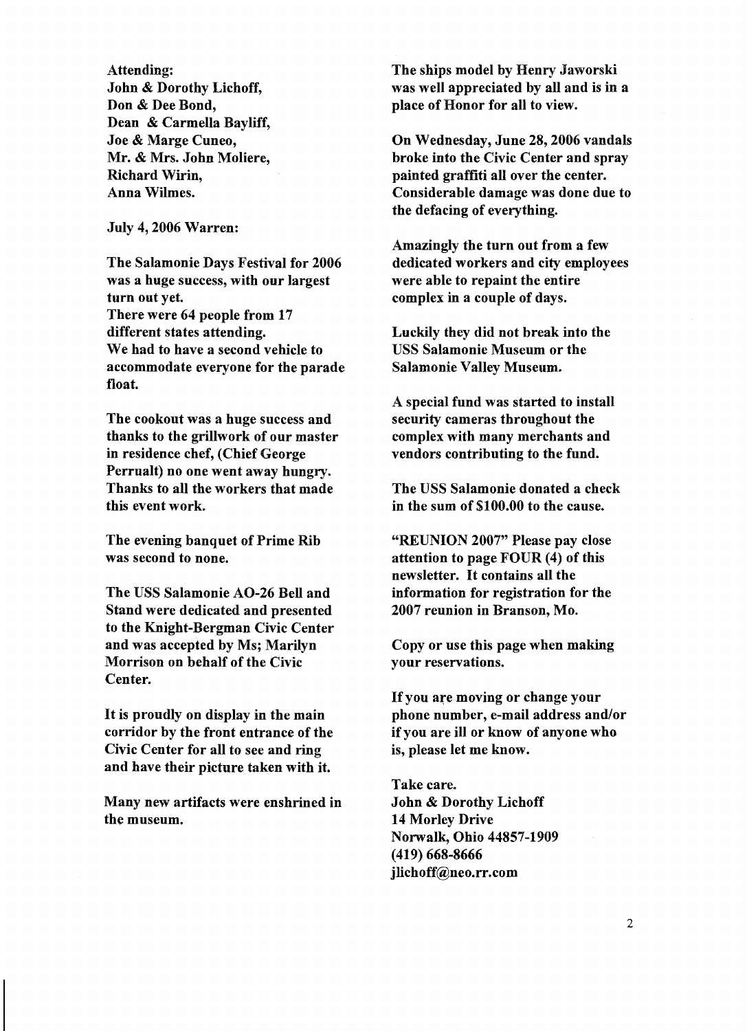**Attending:**
**John & Dorothy Lichoff,**
**Don & Dee Bond,**
**Dean & Carmella Bayliff,**
**Joe & Marge Cuneo,**
**Mr. & Mrs. John Moliere,**
**Richard Wirin,**
**Anna Wilmes.**

**July 4, 2006 Warren:**

**The Salamonie Days Festival for 2006 was a huge success, with our largest turn out yet.**
**There were 64 people from 17 different states attending.**
**We had to have a second vehicle to accommodate everyone for the parade float.**

**The cookout was a huge success and thanks to the grillwork of our master in residence chef, (Chief George Perrualt) no one went away hungry. Thanks to all the workers that made this event work.**

**The evening banquet of Prime Rib was second to none.**

**The USS Salamonie AO-26 Bell and Stand were dedicated and presented to the Knight-Bergman Civic Center and was accepted by Ms; Marilyn Morrison on behalf of the Civic Center.**

**It is proudly on display in the main corridor by the front entrance of the Civic Center for all to see and ring and have their picture taken with it.**

**Many new artifacts were enshrined in the museum.**

**The ships model by Henry Jaworski was well appreciated by all and is in a place of Honor for all to view.**

**On Wednesday, June 28, 2006 vandals broke into the Civic Center and spray painted graffiti all over the center. Considerable damage was done due to the defacing of everything.**

**Amazingly the turn out from a few dedicated workers and city employees were able to repaint the entire complex in a couple of days.**

**Luckily they did not break into the USS Salamonie Museum or the Salamonie Valley Museum.**

**A special fund was started to install security cameras throughout the complex with many merchants and vendors contributing to the fund.**

**The USS Salamonie donated a check in the sum of $100.00 to the cause.**

**"REUNION 2007" Please pay close attention to page FOUR (4) of this newsletter. It contains all the information for registration for the 2007 reunion in Branson, Mo.**

**Copy or use this page when making your reservations.**

**If you are moving or change your phone number, e-mail address and/or if you are ill or know of anyone who is, please let me know.**

**Take care.**
**John & Dorothy Lichoff**
**14 Morley Drive**
**Norwalk, Ohio 44857-1909**
**(419) 668-8666**
**jlichoff@neo.rr.com**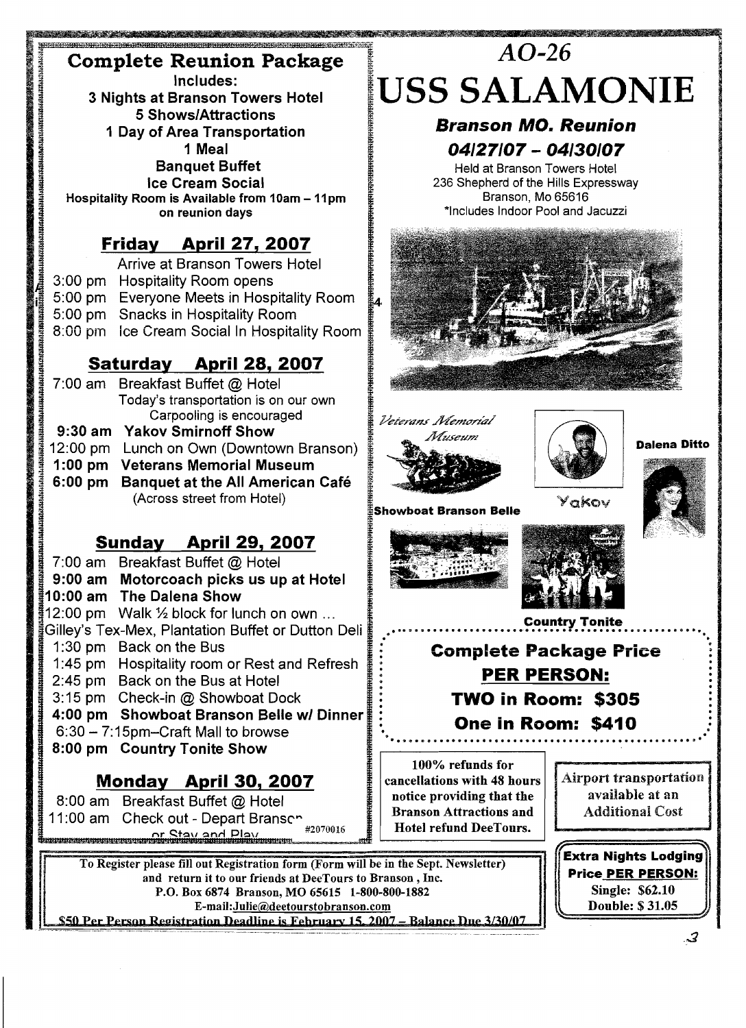## Complete Reunion Package

**Includes:**
**3 Nights at Branson Towers Hotel**
**5 Shows/Attractions**
**1 Day of Area Transportation**
**1 Meal**
**Banquet Buffet**
**Ice Cream Social**
**Hospitality Room is Available from 10am – 11pm on reunion days**

### Friday April 27, 2007

Arrive at Branson Towers Hotel
3:00 pm Hospitality Room opens
5:00 pm Everyone Meets in Hospitality Room
5:00 pm Snacks in Hospitality Room
8:00 pm Ice Cream Social In Hospitality Room

### Saturday April 28, 2007

7:00 am Breakfast Buffet @ Hotel
Today's transportation is on our own
Carpooling is encouraged
**9:30 am Yakov Smirnoff Show**
12:00 pm Lunch on Own (Downtown Branson)
**1:00 pm Veterans Memorial Museum**
**6:00 pm Banquet at the All American Café**
(Across street from Hotel)

### Sunday April 29, 2007

7:00 am Breakfast Buffet @ Hotel
**9:00 am Motorcoach picks us up at Hotel**
**10:00 am The Dalena Show**
12:00 pm Walk ½ block for lunch on own …
Gilley's Tex-Mex, Plantation Buffet or Dutton Deli
1:30 pm Back on the Bus
1:45 pm Hospitality room or Rest and Refresh
2:45 pm Back on the Bus at Hotel
3:15 pm Check-in @ Showboat Dock
**4:00 pm Showboat Branson Belle w/ Dinner**
6:30 – 7:15pm–Craft Mall to browse
**8:00 pm Country Tonite Show**

### Monday April 30, 2007

8:00 am Breakfast Buffet @ Hotel
11:00 am Check out - Depart Branson
or Stay and Play

#2070016

# *AO-26*
# USS SALAMONIE

### *Branson MO. Reunion*
### *04/27/07 – 04/30/07*

Held at Branson Towers Hotel
236 Shepherd of the Hills Expressway
Branson, Mo 65616
*Includes Indoor Pool and Jacuzzi

*Veterans Memorial Museum*

Yakov

**Dalena Ditto**

**Showboat Branson Belle**

**Country Tonite**

**Complete Package Price**
**PER PERSON:**
**TWO in Room: $305**
**One in Room: $410**

**100% refunds for cancellations with 48 hours notice providing that the Branson Attractions and Hotel refund DeeTours.**

**Airport transportation available at an Additional Cost**

**To Register please fill out Registration form (Form will be in the Sept. Newsletter) and return it to our friends at DeeTours to Branson, Inc.**
**P.O. Box 6874 Branson, MO 65615 1-800-800-1882**
**E-mail: Julie@deetourstobranson.com**
**$50 Per Person Registration Deadline is February 15, 2007 – Balance Due 3/30/07**

**Extra Nights Lodging**
**Price PER PERSON:**
**Single: $62.10**
**Double: $ 31.05**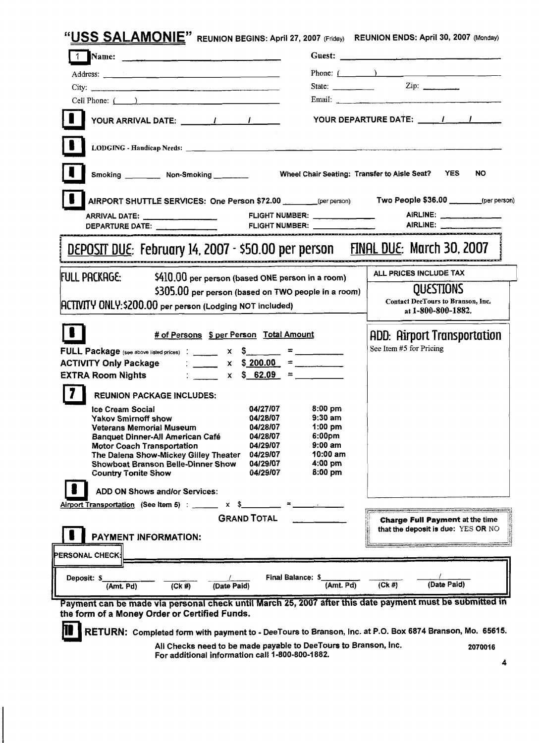# "USS SALAMONIE" REUNION BEGINS: April 27, 2007 (Friday) REUNION ENDS: April 30, 2007 (Monday)

**1** Name: ______________________ Guest: ______________________

Address: ______________________ Phone: ( ) ______________________

City: ______________________ State: ________ Zip: ________

Cell Phone: ( ) ______________________ Email: ______________________

**2** YOUR ARRIVAL DATE: ____ / ____ / ____ YOUR DEPARTURE DATE: ____ / ____ / ____

**3** LODGING - Handicap Needs: ______________________________________________

**4** Smoking ________ Non-Smoking ________ Wheel Chair Seating: Transfer to Aisle Seat? YES NO

**5** AIRPORT SHUTTLE SERVICES: One Person $72.00 ________(per person) Two People $36.00 ________(per person)

ARRIVAL DATE: ____________ FLIGHT NUMBER: ____________ AIRLINE: ____________

DEPARTURE DATE: ____________ FLIGHT NUMBER: ____________ AIRLINE: ____________

## DEPOSIT DUE: February 14, 2007 - $50.00 per person FINAL DUE: March 30, 2007

**FULL PACKAGE:** $410.00 per person (based ONE person in a room)

$305.00 per person (based on TWO people in a room)

**ACTIVITY ONLY: $200.00** per person (Lodging NOT Included)

ALL PRICES INCLUDE TAX

**QUESTIONS**

Contact DeeTours to Branson, Inc. at 1-800-800-1882.

**6**

| | # of Persons | $ per Person | Total Amount |
|---|---|---|---|
| **FULL Package** (see above listed prices) | : ______ | x $______ | = __________ |
| **ACTIVITY Only Package** | : ______ | x $ 200.00 | = __________ |
| **EXTRA Room Nights** | : ______ | x $ 62.09 | = __________ |

**ADD: Airport Transportation**

See Item #5 for Pricing

**7** REUNION PACKAGE INCLUDES:

| | | |
|---|---|---|
| Ice Cream Social | 04/27/07 | 8:00 pm |
| Yakov Smirnoff show | 04/28/07 | 9:30 am |
| Veterans Memorial Museum | 04/28/07 | 1:00 pm |
| Banquet Dinner-All American Café | 04/28/07 | 6:00pm |
| Motor Coach Transportation | 04/29/07 | 9:00 am |
| The Dalena Show-Mickey Gilley Theater | 04/29/07 | 10:00 am |
| Showboat Branson Belle-Dinner Show | 04/29/07 | 4:00 pm |
| Country Tonite Show | 04/29/07 | 8:00 pm |

**8** ADD ON Shows and/or Services:

Airport Transportation (See Item 5) : ______ x $________ = __________

GRAND TOTAL __________

**Charge Full Payment** at the time that the deposit is due: YES OR NO

**9** PAYMENT INFORMATION:

PERSONAL CHECK:

Deposit: $________ (Amt. Pd) ______ (Ck #) ____/____ (Date Paid) Final Balance: $________ (Amt. Pd) ______ (Ck #) ____/____ (Date Paid)

**Payment can be made via personal check until March 25, 2007 after this date payment must be submitted in the form of a Money Order or Certified Funds.**

**10** **RETURN:** Completed form with payment to - DeeTours to Branson, Inc. at P.O. Box 6874 Branson, Mo. 65615.

All Checks need to be made payable to DeeTours to Branson, Inc.

For additional information call 1-800-800-1882.

2070016